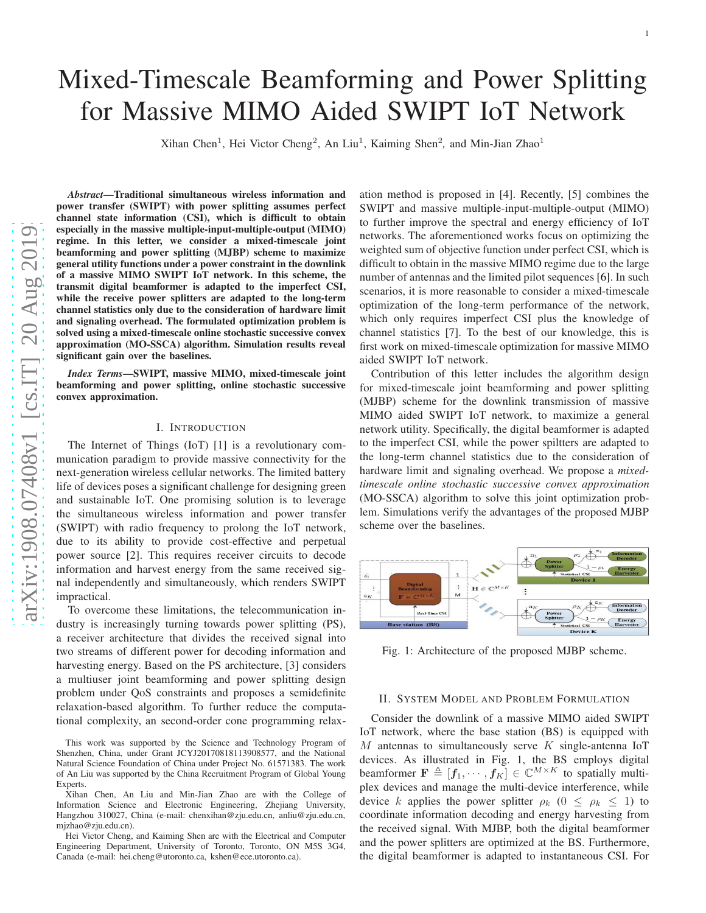# Mixed-Timescale Beamforming and Power Splitting for Massive MIMO Aided SWIPT IoT Network

Xihan Chen[1], Hei Victor Cheng[2], An Liu[1], Kaiming Shen[2], and Min-Jian Zhao[1]

***Abstract*—Traditional simultaneous wireless information and power transfer (SWIPT) with power splitting assumes perfect channel state information (CSI), which is difficult to obtain especially in the massive multiple-input-multiple-output (MIMO) regime. In this letter, we consider a mixed-timescale joint beamforming and power splitting (MJBP) scheme to maximize general utility functions under a power constraint in the downlink of a massive MIMO SWIPT IoT network. In this scheme, the transmit digital beamformer is adapted to the imperfect CSI, while the receive power splitters are adapted to the long-term channel statistics only due to the consideration of hardware limit and signaling overhead. The formulated optimization problem is solved using a mixed-timescale online stochastic successive convex approximation (MO-SSCA) algorithm. Simulation results reveal significant gain over the baselines.**

***Index Terms*—SWIPT, massive MIMO, mixed-timescale joint beamforming and power splitting, online stochastic successive convex approximation.**

## I. Introduction

The Internet of Things (IoT) [1] is a revolutionary communication paradigm to provide massive connectivity for the next-generation wireless cellular networks. The limited battery life of devices poses a significant challenge for designing green and sustainable IoT. One promising solution is to leverage the simultaneous wireless information and power transfer (SWIPT) with radio frequency to prolong the IoT network, due to its ability to provide cost-effective and perpetual power source [2]. This requires receiver circuits to decode information and harvest energy from the same received signal independently and simultaneously, which renders SWIPT impractical.

To overcome these limitations, the telecommunication industry is increasingly turning towards power splitting (PS), a receiver architecture that divides the received signal into two streams of different power for decoding information and harvesting energy. Based on the PS architecture, [3] considers a multiuser joint beamforming and power splitting design problem under QoS constraints and proposes a semidefinite relaxation-based algorithm. To further reduce the computational complexity, an second-order cone programming relaxation method is proposed in [4]. Recently, [5] combines the SWIPT and massive multiple-input-multiple-output (MIMO) to further improve the spectral and energy efficiency of IoT networks. The aforementioned works focus on optimizing the weighted sum of objective function under perfect CSI, which is difficult to obtain in the massive MIMO regime due to the large number of antennas and the limited pilot sequences [6]. In such scenarios, it is more reasonable to consider a mixed-timescale optimization of the long-term performance of the network, which only requires imperfect CSI plus the knowledge of channel statistics [7]. To the best of our knowledge, this is first work on mixed-timescale optimization for massive MIMO aided SWIPT IoT network.

Contribution of this letter includes the algorithm design for mixed-timescale joint beamforming and power splitting (MJBP) scheme for the downlink transmission of massive MIMO aided SWIPT IoT network, to maximize a general network utility. Specifically, the digital beamformer is adapted to the imperfect CSI, while the power spiltters are adapted to the long-term channel statistics due to the consideration of hardware limit and signaling overhead. We propose a *mixed-timescale online stochastic successive convex approximation* (MO-SSCA) algorithm to solve this joint optimization problem. Simulations verify the advantages of the proposed MJBP scheme over the baselines.

Fig. 1: Architecture of the proposed MJBP scheme.

## II. System Model and Problem Formulation

Consider the downlink of a massive MIMO aided SWIPT IoT network, where the base station (BS) is equipped with $M$ antennas to simultaneously serve $K$ single-antenna IoT devices. As illustrated in Fig. 1, the BS employs digital beamformer $\mathbf{F} \triangleq [\boldsymbol{f}_1, \cdots, \boldsymbol{f}_K] \in \mathbb{C}^{M\times K}$ to spatially multiplex devices and manage the multi-device interference, while device $k$ applies the power splitter $\rho_k$ $(0 \leq \rho_k \leq 1)$ to coordinate information decoding and energy harvesting from the received signal. With MJBP, both the digital beamformer and the power splitters are optimized at the BS. Furthermore, the digital beamformer is adapted to instantaneous CSI. For

This work was supported by the Science and Technology Program of Shenzhen, China, under Grant JCYJ20170818113908577, and the National Natural Science Foundation of China under Project No. 61571383. The work of An Liu was supported by the China Recruitment Program of Global Young Experts.

Xihan Chen, An Liu and Min-Jian Zhao are with the College of Information Science and Electronic Engineering, Zhejiang University, Hangzhou 310027, China (e-mail: chenxihan@zju.edu.cn, anliu@zju.edu.cn, mjzhao@zju.edu.cn).

Hei Victor Cheng, and Kaiming Shen are with the Electrical and Computer Engineering Department, University of Toronto, Toronto, ON M5S 3G4, Canada (e-mail: hei.cheng@utoronto.ca, kshen@ece.utoronto.ca).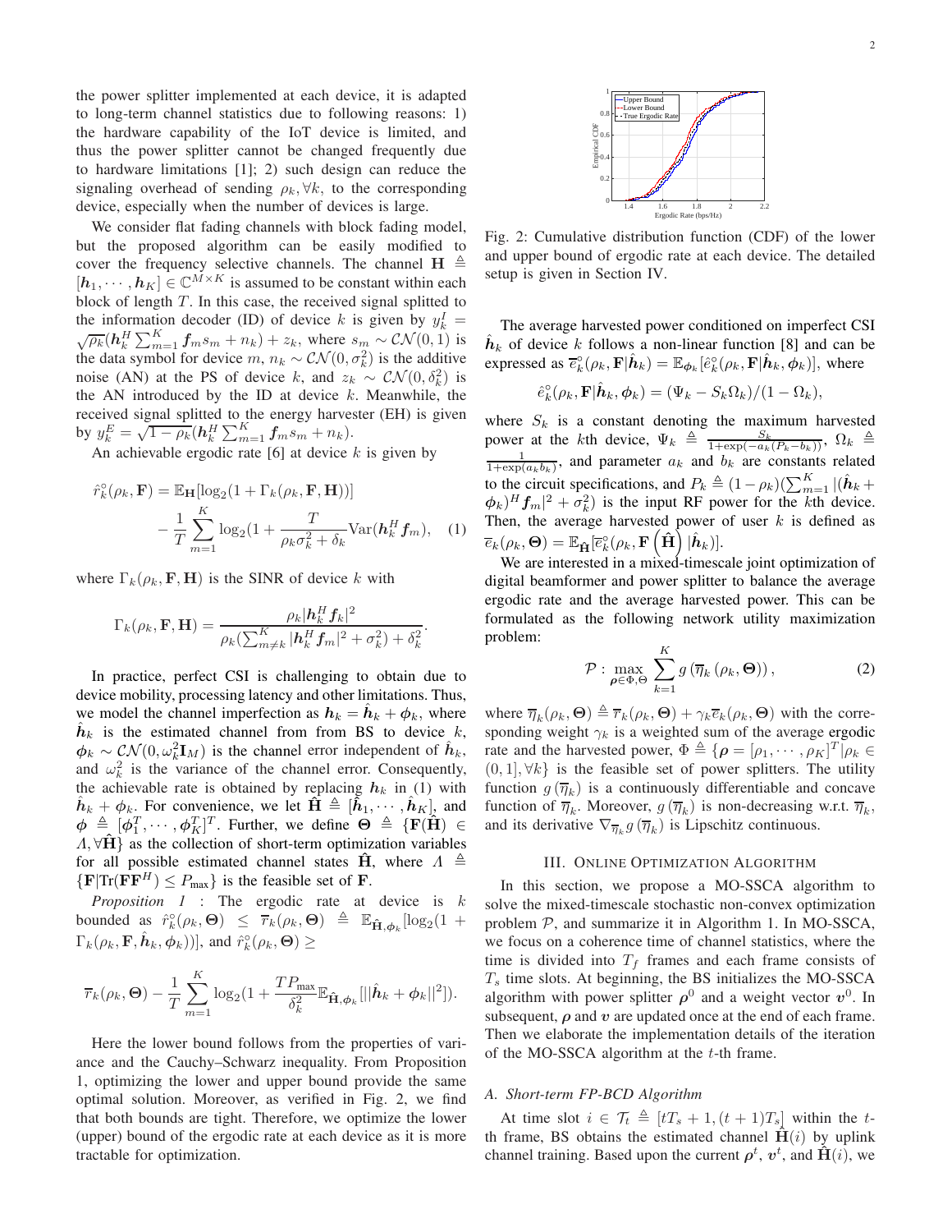the power splitter implemented at each device, it is adapted to long-term channel statistics due to following reasons: 1) the hardware capability of the IoT device is limited, and thus the power splitter cannot be changed frequently due to hardware limitations [1]; 2) such design can reduce the signaling overhead of sending $\rho_k, \forall k$, to the corresponding device, especially when the number of devices is large.

We consider flat fading channels with block fading model, but the proposed algorithm can be easily modified to cover the frequency selective channels. The channel $\mathbf{H} \triangleq [\boldsymbol{h}_1, \cdots, \boldsymbol{h}_K] \in \mathbb{C}^{M \times K}$ is assumed to be constant within each block of length $T$. In this case, the received signal splitted to the information decoder (ID) of device $k$ is given by $y_k^I = \sqrt{\rho_k}(\boldsymbol{h}_k^H \sum_{m=1}^K \boldsymbol{f}_m s_m + n_k) + z_k$, where $s_m \sim \mathcal{CN}(0,1)$ is the data symbol for device $m$, $n_k \sim \mathcal{CN}(0, \sigma_k^2)$ is the additive noise (AN) at the PS of device $k$, and $z_k \sim \mathcal{CN}(0, \delta_k^2)$ is the AN introduced by the ID at device $k$. Meanwhile, the received signal splitted to the energy harvester (EH) is given by $y_k^E = \sqrt{1-\rho_k}(\boldsymbol{h}_k^H \sum_{m=1}^K \boldsymbol{f}_m s_m + n_k)$.

An achievable ergodic rate [6] at device $k$ is given by

$$\hat{r}_k^{\circ}(\rho_k, \mathbf{F}) = \mathbb{E}_{\mathbf{H}}[\log_2(1 + \Gamma_k(\rho_k, \mathbf{F}, \mathbf{H}))] - \frac{1}{T}\sum_{m=1}^K \log_2(1 + \frac{T}{\rho_k \sigma_k^2 + \delta_k}\mathrm{Var}(\boldsymbol{h}_k^H \boldsymbol{f}_m), \quad (1)$$

where $\Gamma_k(\rho_k, \mathbf{F}, \mathbf{H})$ is the SINR of device $k$ with

$$\Gamma_k(\rho_k, \mathbf{F}, \mathbf{H}) = \frac{\rho_k |\boldsymbol{h}_k^H \boldsymbol{f}_k|^2}{\rho_k(\sum_{m \neq k}^K |\boldsymbol{h}_k^H \boldsymbol{f}_m|^2 + \sigma_k^2) + \delta_k^2}.$$

In practice, perfect CSI is challenging to obtain due to device mobility, processing latency and other limitations. Thus, we model the channel imperfection as $\boldsymbol{h}_k = \hat{\boldsymbol{h}}_k + \boldsymbol{\phi}_k$, where $\hat{\boldsymbol{h}}_k$ is the estimated channel from from BS to device $k$, $\boldsymbol{\phi}_k \sim \mathcal{CN}(0, \omega_k^2 \mathbf{I}_M)$ is the channel error independent of $\hat{\boldsymbol{h}}_k$, and $\omega_k^2$ is the variance of the channel error. Consequently, the achievable rate is obtained by replacing $\boldsymbol{h}_k$ in (1) with $\hat{\boldsymbol{h}}_k + \boldsymbol{\phi}_k$. For convenience, we let $\hat{\mathbf{H}} \triangleq [\hat{\boldsymbol{h}}_1, \cdots, \hat{\boldsymbol{h}}_K]$, and $\boldsymbol{\phi} \triangleq [\boldsymbol{\phi}_1^T, \cdots, \boldsymbol{\phi}_K^T]^T$. Further, we define $\boldsymbol{\Theta} \triangleq \{\mathbf{F}(\hat{\mathbf{H}}) \in \varLambda, \forall \hat{\mathbf{H}}\}$ as the collection of short-term optimization variables for all possible estimated channel states $\hat{\mathbf{H}}$, where $\varLambda \triangleq \{\mathbf{F} | \mathrm{Tr}(\mathbf{F}\mathbf{F}^H) \leq P_{\max}\}$ is the feasible set of $\mathbf{F}$.

*Proposition 1* : The ergodic rate at device $k$ bounded as $\hat{r}_k^{\circ}(\rho_k, \boldsymbol{\Theta}) \leq \overline{r}_k(\rho_k, \boldsymbol{\Theta}) \triangleq \mathbb{E}_{\hat{\mathbf{H}}, \boldsymbol{\phi}_k}[\log_2(1 + \Gamma_k(\rho_k, \mathbf{F}, \hat{\boldsymbol{h}}_k, \boldsymbol{\phi}_k))]$, and $\hat{r}_k^{\circ}(\rho_k, \boldsymbol{\Theta}) \geq$

$$\overline{r}_k(\rho_k, \boldsymbol{\Theta}) - \frac{1}{T}\sum_{m=1}^K \log_2(1 + \frac{TP_{\max}}{\delta_k^2}\mathbb{E}_{\hat{\mathbf{H}}, \boldsymbol{\phi}_k}[||\hat{\boldsymbol{h}}_k + \boldsymbol{\phi}_k||^2]).$$

Here the lower bound follows from the properties of variance and the Cauchy–Schwarz inequality. From Proposition 1, optimizing the lower and upper bound provide the same optimal solution. Moreover, as verified in Fig. 2, we find that both bounds are tight. Therefore, we optimize the lower (upper) bound of the ergodic rate at each device as it is more tractable for optimization.

Fig. 2: Cumulative distribution function (CDF) of the lower and upper bound of ergodic rate at each device. The detailed setup is given in Section IV.

The average harvested power conditioned on imperfect CSI $\hat{\boldsymbol{h}}_k$ of device $k$ follows a non-linear function [8] and can be expressed as $\overline{e}_k^{\circ}(\rho_k, \mathbf{F}|\hat{\boldsymbol{h}}_k) = \mathbb{E}_{\boldsymbol{\phi}_k}[\hat{e}_k^{\circ}(\rho_k, \mathbf{F}|\hat{\boldsymbol{h}}_k, \boldsymbol{\phi}_k)]$, where

$$\hat{e}_k^{\circ}(\rho_k, \mathbf{F}|\hat{\boldsymbol{h}}_k, \boldsymbol{\phi}_k) = (\Psi_k - S_k \Omega_k)/(1 - \Omega_k),$$

where $S_k$ is a constant denoting the maximum harvested power at the $k$th device, $\Psi_k \triangleq \frac{S_k}{1+\exp(-a_k(P_k - b_k))}$, $\Omega_k \triangleq \frac{1}{1+\exp(a_k b_k)}$, and parameter $a_k$ and $b_k$ are constants related to the circuit specifications, and $P_k \triangleq (1-\rho_k)(\sum_{m=1}^K |(\hat{\boldsymbol{h}}_k + \boldsymbol{\phi}_k)^H \boldsymbol{f}_m|^2 + \sigma_k^2)$ is the input RF power for the $k$th device. Then, the average harvested power of user $k$ is defined as $\overline{e}_k(\rho_k, \boldsymbol{\Theta}) = \mathbb{E}_{\hat{\mathbf{H}}}[\overline{e}_k^{\circ}(\rho_k, \mathbf{F}(\hat{\mathbf{H}})|\hat{\boldsymbol{h}}_k)]$.

We are interested in a mixed-timescale joint optimization of digital beamformer and power splitter to balance the average ergodic rate and the average harvested power. This can be formulated as the following network utility maximization problem:

$$\mathcal{P}: \max_{\boldsymbol{\rho} \in \Phi, \boldsymbol{\Theta}} \sum_{k=1}^K g(\overline{\eta}_k(\rho_k, \boldsymbol{\Theta})), \quad (2)$$

where $\overline{\eta}_k(\rho_k, \boldsymbol{\Theta}) \triangleq \overline{r}_k(\rho_k, \boldsymbol{\Theta}) + \gamma_k \overline{e}_k(\rho_k, \boldsymbol{\Theta})$ with the corresponding weight $\gamma_k$ is a weighted sum of the average ergodic rate and the harvested power, $\Phi \triangleq \{\boldsymbol{\rho} = [\rho_1, \cdots, \rho_K]^T | \rho_k \in (0, 1], \forall k\}$ is the feasible set of power splitters. The utility function $g(\overline{\eta}_k)$ is a continuously differentiable and concave function of $\overline{\eta}_k$. Moreover, $g(\overline{\eta}_k)$ is non-decreasing w.r.t. $\overline{\eta}_k$, and its derivative $\nabla_{\overline{\eta}_k} g(\overline{\eta}_k)$ is Lipschitz continuous.

## III. Online Optimization Algorithm

In this section, we propose a MO-SSCA algorithm to solve the mixed-timescale stochastic non-convex optimization problem $\mathcal{P}$, and summarize it in Algorithm 1. In MO-SSCA, we focus on a coherence time of channel statistics, where the time is divided into $T_f$ frames and each frame consists of $T_s$ time slots. At beginning, the BS initializes the MO-SSCA algorithm with power splitter $\boldsymbol{\rho}^0$ and a weight vector $\boldsymbol{v}^0$. In subsequent, $\boldsymbol{\rho}$ and $\boldsymbol{v}$ are updated once at the end of each frame. Then we elaborate the implementation details of the iteration of the MO-SSCA algorithm at the $t$-th frame.

### A. Short-term FP-BCD Algorithm

At time slot $i \in \mathcal{T}_t \triangleq [tT_s + 1, (t+1)T_s]$ within the $t$-th frame, BS obtains the estimated channel $\hat{\mathbf{H}}(i)$ by uplink channel training. Based upon the current $\boldsymbol{\rho}^t$, $\boldsymbol{v}^t$, and $\hat{\mathbf{H}}(i)$, we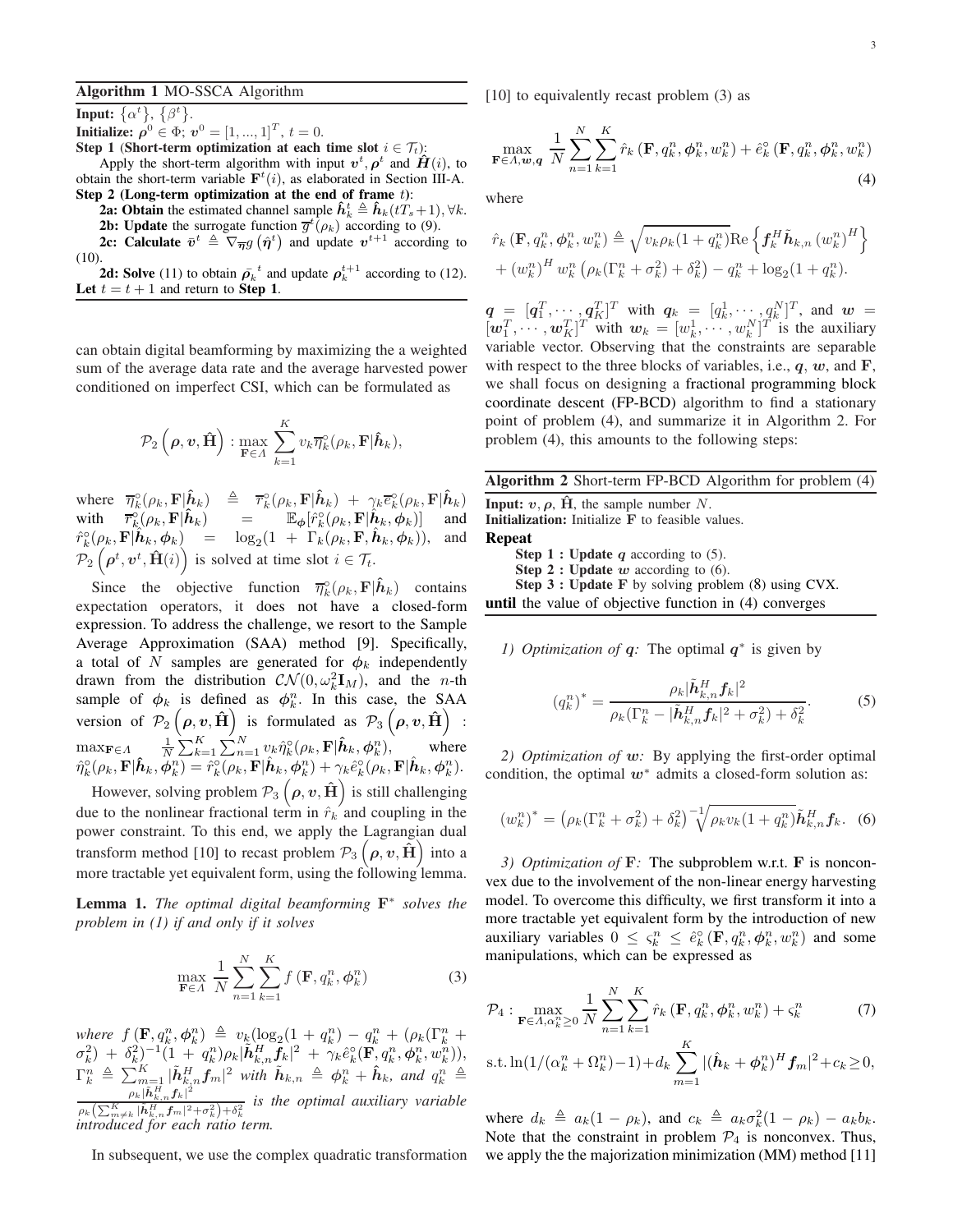**Algorithm 1** MO-SSCA Algorithm

**Input:** $\{\alpha^t\}$, $\{\beta^t\}$.
**Initialize:** $\boldsymbol{\rho}^0 \in \Phi$; $\boldsymbol{v}^0 = [1, ..., 1]^T$, $t = 0$.
**Step 1** (**Short-term optimization at each time slot** $i \in \mathcal{T}_t$):
Apply the short-term algorithm with input $\boldsymbol{v}^t, \boldsymbol{\rho}^t$ and $\hat{\boldsymbol{H}}(i)$, to obtain the short-term variable $\mathbf{F}^t(i)$, as elaborated in Section III-A.
**Step 2** (**Long-term optimization at the end of frame** $t$):
**2a: Obtain** the estimated channel sample $\hat{\boldsymbol{h}}_k^t \triangleq \hat{\boldsymbol{h}}_k(tT_s+1), \forall k$.
**2b: Update** the surrogate function $\overline{g}^t(\rho_k)$ according to (9).
**2c: Calculate** $\bar{\boldsymbol{v}}^t \triangleq \nabla_{\overline{\boldsymbol{\eta}}} g\left(\hat{\boldsymbol{\eta}}^t\right)$ and update $\boldsymbol{v}^{t+1}$ according to (10).
**2d: Solve** (11) to obtain $\bar{\rho_k}^t$ and update $\boldsymbol{\rho}_k^{t+1}$ according to (12).
**Let** $t = t+1$ and return to **Step 1**.

can obtain digital beamforming by maximizing the a weighted sum of the average data rate and the average harvested power conditioned on imperfect CSI, which can be formulated as

$$\mathcal{P}_2\left(\boldsymbol{\rho}, \boldsymbol{v}, \hat{\mathbf{H}}\right) : \max_{\mathbf{F}\in\varLambda} \sum_{k=1}^{K} v_k \overline{\eta}_k^{\circ}(\rho_k, \mathbf{F}|\hat{\boldsymbol{h}}_k),$$

where $\overline{\eta}_k^{\circ}(\rho_k, \mathbf{F}|\hat{\boldsymbol{h}}_k) \triangleq \overline{r}_k^{\circ}(\rho_k, \mathbf{F}|\hat{\boldsymbol{h}}_k) + \gamma_k \overline{e}_k^{\circ}(\rho_k, \mathbf{F}|\hat{\boldsymbol{h}}_k)$ with $\overline{r}_k^{\circ}(\rho_k, \mathbf{F}|\hat{\boldsymbol{h}}_k) = \mathbb{E}_{\boldsymbol{\phi}}[\hat{r}_k^{\circ}(\rho_k, \mathbf{F}|\hat{\boldsymbol{h}}_k, \boldsymbol{\phi}_k)]$ and $\hat{r}_k^{\circ}(\rho_k, \mathbf{F}|\hat{\boldsymbol{h}}_k, \boldsymbol{\phi}_k) = \log_2(1 + \Gamma_k(\rho_k, \mathbf{F}, \hat{\boldsymbol{h}}_k, \boldsymbol{\phi}_k))$, and $\mathcal{P}_2\left(\boldsymbol{\rho}^t, \boldsymbol{v}^t, \hat{\mathbf{H}}(i)\right)$ is solved at time slot $i \in \mathcal{T}_t$.

Since the objective function $\overline{\eta}_k^{\circ}(\rho_k, \mathbf{F}|\hat{\boldsymbol{h}}_k)$ contains expectation operators, it does not have a closed-form expression. To address the challenge, we resort to the Sample Average Approximation (SAA) method [9]. Specifically, a total of $N$ samples are generated for $\boldsymbol{\phi}_k$ independently drawn from the distribution $\mathcal{CN}(0, \omega_k^2 \mathbf{I}_M)$, and the $n$-th sample of $\boldsymbol{\phi}_k$ is defined as $\boldsymbol{\phi}_k^n$. In this case, the SAA version of $\mathcal{P}_2\left(\boldsymbol{\rho}, \boldsymbol{v}, \hat{\mathbf{H}}\right)$ is formulated as $\mathcal{P}_3\left(\boldsymbol{\rho}, \boldsymbol{v}, \hat{\mathbf{H}}\right)$ : $\max_{\mathbf{F}\in\varLambda} \frac{1}{N}\sum_{k=1}^{K}\sum_{n=1}^{N} v_k \hat{\eta}_k^{\circ}(\rho_k, \mathbf{F}|\hat{\boldsymbol{h}}_k, \boldsymbol{\phi}_k^n)$, where $\hat{\eta}_k^{\circ}(\rho_k, \mathbf{F}|\hat{\boldsymbol{h}}_k, \boldsymbol{\phi}_k^n) = \hat{r}_k^{\circ}(\rho_k, \mathbf{F}|\hat{\boldsymbol{h}}_k, \boldsymbol{\phi}_k^n) + \gamma_k \hat{e}_k^{\circ}(\rho_k, \mathbf{F}|\hat{\boldsymbol{h}}_k, \boldsymbol{\phi}_k^n)$.

However, solving problem $\mathcal{P}_3\left(\boldsymbol{\rho}, \boldsymbol{v}, \hat{\mathbf{H}}\right)$ is still challenging due to the nonlinear fractional term in $\hat{r}_k$ and coupling in the power constraint. To this end, we apply the Lagrangian dual transform method [10] to recast problem $\mathcal{P}_3\left(\boldsymbol{\rho}, \boldsymbol{v}, \hat{\mathbf{H}}\right)$ into a more tractable yet equivalent form, using the following lemma.

**Lemma 1.** *The optimal digital beamforming* $\mathbf{F}^*$ *solves the problem in (1) if and only if it solves*

$$\max_{\mathbf{F}\in\varLambda} \frac{1}{N}\sum_{n=1}^{N}\sum_{k=1}^{K} f\left(\mathbf{F}, q_k^n, \boldsymbol{\phi}_k^n\right) \tag{3}$$

*where* $f\left(\mathbf{F}, q_k^n, \boldsymbol{\phi}_k^n\right) \triangleq v_k(\log_2(1 + q_k^n) - q_k^n + (\rho_k(\Gamma_k^n + \sigma_k^2) + \delta_k^2)^{-1}(1 + q_k^n)\rho_k|\tilde{\boldsymbol{h}}_{k,n}^H \boldsymbol{f}_k|^2 + \gamma_k \hat{e}_k^{\circ}(\mathbf{F}, q_k^n, \boldsymbol{\phi}_k^n, w_k^n))$, $\Gamma_k^n \triangleq \sum_{m=1}^{K} |\tilde{\boldsymbol{h}}_{k,n}^H \boldsymbol{f}_m|^2$ *with* $\tilde{\boldsymbol{h}}_{k,n} \triangleq \boldsymbol{\phi}_k^n + \hat{\boldsymbol{h}}_k$, *and* $q_k^n \triangleq \frac{\rho_k|\tilde{\boldsymbol{h}}_{k,n}^H \boldsymbol{f}_k|^2}{\rho_k\left(\sum_{m\neq k}^{K}|\tilde{\boldsymbol{h}}_{k,n}^H \boldsymbol{f}_m|^2 + \sigma_k^2\right) + \delta_k^2}$ *is the optimal auxiliary variable introduced for each ratio term.*

In subsequent, we use the complex quadratic transformation [10] to equivalently recast problem (3) as

$$\max_{\mathbf{F}\in\varLambda, \boldsymbol{w}, \boldsymbol{q}} \frac{1}{N}\sum_{n=1}^{N}\sum_{k=1}^{K} \hat{r}_k\left(\mathbf{F}, q_k^n, \boldsymbol{\phi}_k^n, w_k^n\right) + \hat{e}_k^{\circ}\left(\mathbf{F}, q_k^n, \boldsymbol{\phi}_k^n, w_k^n\right) \tag{4}$$

where

$$\hat{r}_k\left(\mathbf{F}, q_k^n, \boldsymbol{\phi}_k^n, w_k^n\right) \triangleq \sqrt{v_k\rho_k(1 + q_k^n)}\mathrm{Re}\left\{\boldsymbol{f}_k^H \tilde{\boldsymbol{h}}_{k,n}\left(w_k^n\right)^H\right\}$$
$$+ \left(w_k^n\right)^H w_k^n \left(\rho_k(\Gamma_k^n + \sigma_k^2) + \delta_k^2\right) - q_k^n + \log_2(1 + q_k^n).$$

$\boldsymbol{q} = [\boldsymbol{q}_1^T, \cdots, \boldsymbol{q}_K^T]^T$ with $\boldsymbol{q}_k = [q_k^1, \cdots, q_k^N]^T$, and $\boldsymbol{w} = [\boldsymbol{w}_1^T, \cdots, \boldsymbol{w}_K^T]^T$ with $\boldsymbol{w}_k = [w_k^1, \cdots, w_k^N]^T$ is the auxiliary variable vector. Observing that the constraints are separable with respect to the three blocks of variables, i.e., $\boldsymbol{q}$, $\boldsymbol{w}$, and $\mathbf{F}$, we shall focus on designing a fractional programming block coordinate descent (FP-BCD) algorithm to find a stationary point of problem (4), and summarize it in Algorithm 2. For problem (4), this amounts to the following steps:

**Algorithm 2** Short-term FP-BCD Algorithm for problem (4)

**Input:** $\boldsymbol{v}, \boldsymbol{\rho}$, $\hat{\mathbf{H}}$, the sample number $N$.
**Initialization:** Initialize $\mathbf{F}$ to feasible values.
**Repeat**
**Step 1 : Update** $\boldsymbol{q}$ according to (5).
**Step 2 : Update** $\boldsymbol{w}$ according to (6).
**Step 3 : Update** $\mathbf{F}$ by solving problem (8) using CVX.
**until** the value of objective function in (4) converges

*1) Optimization of* $\boldsymbol{q}$*:* The optimal $\boldsymbol{q}^*$ is given by

$$(q_k^n)^* = \frac{\rho_k|\tilde{\boldsymbol{h}}_{k,n}^H \boldsymbol{f}_k|^2}{\rho_k(\Gamma_k^n - |\tilde{\boldsymbol{h}}_{k,n}^H \boldsymbol{f}_k|^2 + \sigma_k^2) + \delta_k^2}. \tag{5}$$

*2) Optimization of* $\boldsymbol{w}$*:* By applying the first-order optimal condition, the optimal $\boldsymbol{w}^*$ admits a closed-form solution as:

$$(w_k^n)^* = \left(\rho_k(\Gamma_k^n + \sigma_k^2) + \delta_k^2\right)^{-1}\sqrt{\rho_k v_k(1 + q_k^n)}\tilde{\boldsymbol{h}}_{k,n}^H \boldsymbol{f}_k. \tag{6}$$

*3) Optimization of* $\mathbf{F}$*:* The subproblem w.r.t. $\mathbf{F}$ is nonconvex due to the involvement of the non-linear energy harvesting model. To overcome this difficulty, we first transform it into a more tractable yet equivalent form by the introduction of new auxiliary variables $0 \leq \varsigma_k^n \leq \hat{e}_k^{\circ}\left(\mathbf{F}, q_k^n, \boldsymbol{\phi}_k^n, w_k^n\right)$ and some manipulations, which can be expressed as

$$\mathcal{P}_4: \max_{\mathbf{F}\in\varLambda, \alpha_k^n \geq 0} \frac{1}{N}\sum_{n=1}^{N}\sum_{k=1}^{K} \hat{r}_k\left(\mathbf{F}, q_k^n, \boldsymbol{\phi}_k^n, w_k^n\right) + \varsigma_k^n \tag{7}$$

$$\text{s.t.} \ln(1/(\alpha_k^n + \Omega_k^n) - 1) + d_k \sum_{m=1}^{K} |(\hat{\boldsymbol{h}}_k + \boldsymbol{\phi}_k^n)^H \boldsymbol{f}_m|^2 + c_k \geq 0,$$

where $d_k \triangleq a_k(1 - \rho_k)$, and $c_k \triangleq a_k\sigma_k^2(1 - \rho_k) - a_k b_k$. Note that the constraint in problem $\mathcal{P}_4$ is nonconvex. Thus, we apply the the majorization minimization (MM) method [11]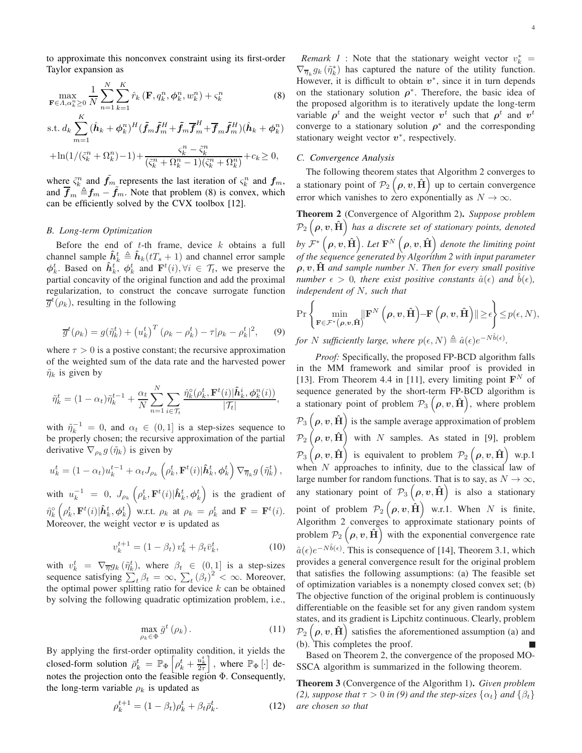to approximate this nonconvex constraint using its first-order Taylor expansion as

$$\max_{\mathbf{F}\in\Lambda,\alpha_k^n\geq 0} \frac{1}{N}\sum_{n=1}^{N}\sum_{k=1}^{K} \hat{r}_k\left(\mathbf{F}, q_k^n, \boldsymbol{\phi}_k^n, w_k^n\right) + \varsigma_k^n \tag{8}$$

$$\text{s.t. } d_k \sum_{m=1}^{K} (\hat{\boldsymbol{h}}_k + \boldsymbol{\phi}_k^n)^H (\tilde{\boldsymbol{f}}_m \tilde{\boldsymbol{f}}_m^H + \tilde{\boldsymbol{f}}_m \overline{\boldsymbol{f}}_m^H + \overline{\boldsymbol{f}}_m \tilde{\boldsymbol{f}}_m^H)(\hat{\boldsymbol{h}}_k + \boldsymbol{\phi}_k^n)$$
$$+ \ln(1/(\tilde{\varsigma}_k^n + \Omega_k^n) - 1) + \frac{\varsigma_k^n - \tilde{\varsigma}_k^n}{(\tilde{\varsigma}_k^n + \Omega_k^n - 1)(\tilde{\varsigma}_k^n + \Omega_k^n)} + c_k \geq 0,$$

where $\tilde{\varsigma}_k^n$ and $\tilde{\boldsymbol{f}}_m$ represents the last iteration of $\varsigma_k^n$ and $\boldsymbol{f}_m$, and $\overline{\boldsymbol{f}}_m \triangleq \boldsymbol{f}_m - \tilde{\boldsymbol{f}}_m$. Note that problem (8) is convex, which can be efficiently solved by the CVX toolbox [12].

### B. Long-term Optimization

Before the end of $t$-th frame, device $k$ obtains a full channel sample $\hat{\boldsymbol{h}}_k^t \triangleq \hat{\boldsymbol{h}}_k(tT_s + 1)$ and channel error sample $\boldsymbol{\phi}_k^t$. Based on $\hat{\boldsymbol{h}}_k^t$, $\boldsymbol{\phi}_k^t$ and $\mathbf{F}^t(i), \forall i \in \mathcal{T}_t$, we preserve the partial concavity of the original function and add the proximal regularization, to construct the concave surrogate function $\overline{g}^t(\rho_k)$, resulting in the following

$$\overline{g}^t(\rho_k) = g(\tilde{\eta}_k^t) + \left(u_k^t\right)^T\left(\rho_k - \rho_k^t\right) - \tau|\rho_k - \rho_k^t|^2, \tag{9}$$

where $\tau > 0$ is a postive constant; the recursive approximation of the weighted sum of the data rate and the harvested power $\tilde{\eta}_k$ is given by

$$\tilde{\eta}_k^t = (1-\alpha_t)\tilde{\eta}_k^{t-1} + \frac{\alpha_t}{N}\sum_{n=1}^{N}\sum_{i\in\mathcal{T}_t}\frac{\hat{\eta}_k^{\circ}(\rho_k^t, \mathbf{F}^t(i)|\hat{\boldsymbol{h}}_k^i, \boldsymbol{\phi}_k^n(i))}{|\mathcal{T}_t|},$$

with $\tilde{\eta}_k^{-1} = 0$, and $\alpha_t \in (0, 1]$ is a step-sizes sequence to be properly chosen; the recursive approximation of the partial derivative $\nabla_{\rho_k} g\left(\tilde{\eta}_k\right)$ is given by

$$u_k^t = (1-\alpha_t)u_k^{t-1} + \alpha_t J_{\rho_k}\left(\rho_k^t, \mathbf{F}^t(i)|\hat{\boldsymbol{h}}_k^t, \boldsymbol{\phi}_k^t\right)\nabla_{\overline{\eta}_k} g\left(\tilde{\eta}_k^t\right),$$

with $u_k^{-1} = 0$, $J_{\rho_k}\left(\rho_k^t, \mathbf{F}^t(i)|\hat{\boldsymbol{h}}_k^t, \boldsymbol{\phi}_k^t\right)$ is the gradient of $\hat{\eta}_k^{\circ}\left(\rho_k^t, \mathbf{F}^t(i)|\hat{\boldsymbol{h}}_k^t, \boldsymbol{\phi}_k^t\right)$ w.r.t. $\rho_k$ at $\rho_k = \rho_k^t$ and $\mathbf{F} = \mathbf{F}^t(i)$. Moreover, the weight vector $\boldsymbol{v}$ is updated as

$$v_k^{t+1} = (1-\beta_t)\, v_k^t + \beta_t \bar{v}_k^t, \tag{10}$$

with $v_k^t = \nabla_{\overline{\eta}} g_k\left(\tilde{\eta}_k^t\right)$, where $\beta_t \in (0, 1]$ is a step-sizes sequence satisfying $\sum_t \beta_t = \infty$, $\sum_t \left(\beta_t\right)^2 < \infty$. Moreover, the optimal power splitting ratio for device $k$ can be obtained by solving the following quadratic optimization problem, i.e.,

$$\max_{\rho_k\in\Phi} \bar{g}^t\left(\rho_k\right). \tag{11}$$

By applying the first-order optimality condition, it yields the closed-form solution $\bar{\rho}_k^t = \mathbb{P}_{\Phi}\left[\rho_k^t + \frac{u_k^t}{2\tau}\right]$, where $\mathbb{P}_{\Phi}\left[\cdot\right]$ denotes the projection onto the feasible region $\Phi$. Consequently, the long-term variable $\rho_k$ is updated as

$$\rho_k^{t+1} = (1-\beta_t)\rho_k^t + \beta_t\bar{\rho}_k^t. \tag{12}$$

*Remark 1* : Note that the stationary weight vector $v_k^* = \nabla_{\overline{\eta}_k} g_k\left(\tilde{\eta}_k^*\right)$ has captured the nature of the utility function. However, it is difficult to obtain $\boldsymbol{v}^*$, since it in turn depends on the stationary solution $\boldsymbol{\rho}^*$. Therefore, the basic idea of the proposed algorithm is to iteratively update the long-term variable $\boldsymbol{\rho}^t$ and the weight vector $\boldsymbol{v}^t$ such that $\boldsymbol{\rho}^t$ and $\boldsymbol{v}^t$ converge to a stationary solution $\boldsymbol{\rho}^*$ and the corresponding stationary weight vector $\boldsymbol{v}^*$, respectively.

### C. Convergence Analysis

The following theorem states that Algorithm 2 converges to a stationary point of $\mathcal{P}_2\left(\boldsymbol{\rho}, \boldsymbol{v}, \hat{\mathbf{H}}\right)$ up to certain convergence error which vanishes to zero exponentially as $N \to \infty$.

**Theorem 2** (Convergence of Algorithm 2)**.** *Suppose problem $\mathcal{P}_2\left(\boldsymbol{\rho}, \boldsymbol{v}, \hat{\mathbf{H}}\right)$ has a discrete set of stationary points, denoted by $\mathcal{F}^*\left(\boldsymbol{\rho}, \boldsymbol{v}, \hat{\mathbf{H}}\right)$. Let $\mathbf{F}^N\left(\boldsymbol{\rho}, \boldsymbol{v}, \hat{\mathbf{H}}\right)$ denote the limiting point of the sequence generated by Algorithm 2 with input parameter $\boldsymbol{\rho}, \boldsymbol{v}, \hat{\mathbf{H}}$ and sample number $N$. Then for every small positive number $\epsilon > 0$, there exist positive constants $\hat{a}(\epsilon)$ and $\hat{b}(\epsilon)$, independent of $N$, such that*

$$\Pr\left\{\min_{\mathbf{F}\in\mathcal{F}^*\left(\boldsymbol{\rho},\boldsymbol{v},\hat{\mathbf{H}}\right)}\left\|\mathbf{F}^N\left(\boldsymbol{\rho}, \boldsymbol{v}, \hat{\mathbf{H}}\right) - \mathbf{F}\left(\boldsymbol{\rho}, \boldsymbol{v}, \hat{\mathbf{H}}\right)\right\| \geq \epsilon\right\} \leq p(\epsilon, N),$$

*for $N$ sufficiently large, where $p(\epsilon, N) \triangleq \hat{a}(\epsilon)e^{-N\hat{b}(\epsilon)}$.*

*Proof:* Specifically, the proposed FP-BCD algorithm falls in the MM framework and similar proof is provided in [13]. From Theorem 4.4 in [11], every limiting point $\mathbf{F}^N$ of sequence generated by the short-term FP-BCD algorithm is a stationary point of problem $\mathcal{P}_3\left(\boldsymbol{\rho}, \boldsymbol{v}, \hat{\mathbf{H}}\right)$, where problem $\mathcal{P}_3\left(\boldsymbol{\rho}, \boldsymbol{v}, \hat{\mathbf{H}}\right)$ is the sample average approximation of problem $\mathcal{P}_2\left(\boldsymbol{\rho}, \boldsymbol{v}, \hat{\mathbf{H}}\right)$ with $N$ samples. As stated in [9], problem $\mathcal{P}_3\left(\boldsymbol{\rho}, \boldsymbol{v}, \hat{\mathbf{H}}\right)$ is equivalent to problem $\mathcal{P}_2\left(\boldsymbol{\rho}, \boldsymbol{v}, \hat{\mathbf{H}}\right)$ w.p.1 when $N$ approaches to infinity, due to the classical law of large number for random functions. That is to say, as $N \to \infty$, any stationary point of $\mathcal{P}_3\left(\boldsymbol{\rho}, \boldsymbol{v}, \hat{\mathbf{H}}\right)$ is also a stationary point of problem $\mathcal{P}_2\left(\boldsymbol{\rho}, \boldsymbol{v}, \hat{\mathbf{H}}\right)$ w.r.1. When $N$ is finite, Algorithm 2 converges to approximate stationary points of problem $\mathcal{P}_2\left(\boldsymbol{\rho}, \boldsymbol{v}, \hat{\mathbf{H}}\right)$ with the exponential convergence rate $\hat{a}(\epsilon)e^{-N\hat{b}(\epsilon)}$. This is consequence of [14], Theorem 3.1, which provides a general convergence result for the original problem that satisfies the following assumptions: (a) The feasible set of optimization variables is a nonempty closed convex set; (b) The objective function of the original problem is continuously differentiable on the feasible set for any given random system states, and its gradient is Lipchitz continuous. Clearly, problem $\mathcal{P}_2\left(\boldsymbol{\rho}, \boldsymbol{v}, \hat{\mathbf{H}}\right)$ satisfies the aforementioned assumption (a) and (b). This completes the proof. ∎

Based on Theorem 2, the convergence of the proposed MO-SSCA algorithm is summarized in the following theorem.

**Theorem 3** (Convergence of the Algorithm 1)**.** *Given problem (2), suppose that $\tau > 0$ in (9) and the step-sizes $\{\alpha_t\}$ and $\{\beta_t\}$ are chosen so that*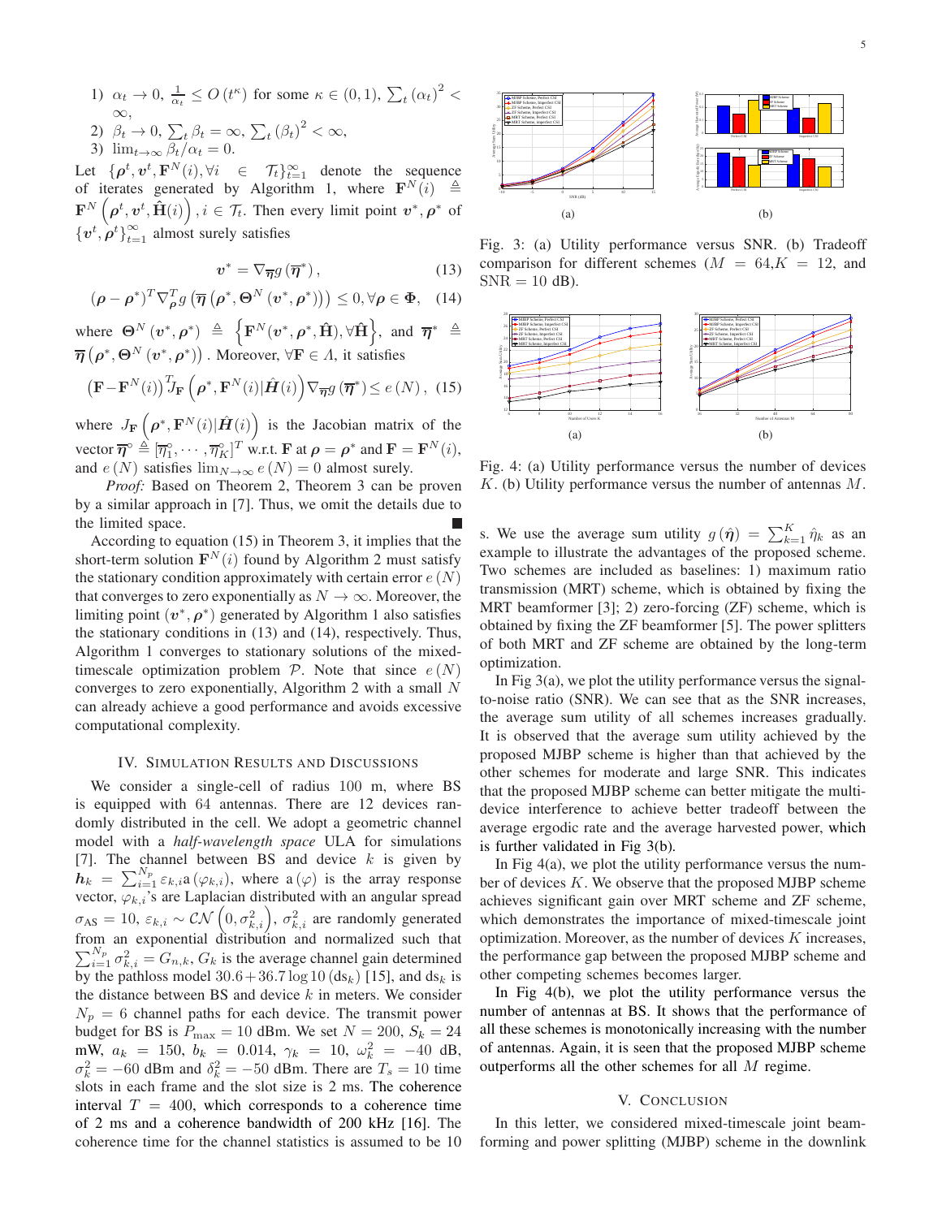1) $\alpha_t \to 0$, $\frac{1}{\alpha_t} \leq O(t^{\kappa})$ for some $\kappa \in (0,1)$, $\sum_t (\alpha_t)^2 < \infty$,
2) $\beta_t \to 0$, $\sum_t \beta_t = \infty$, $\sum_t (\beta_t)^2 < \infty$,
3) $\lim_{t\to\infty} \beta_t/\alpha_t = 0$.

Let $\{\boldsymbol{\rho}^t, \boldsymbol{v}^t, \mathbf{F}^N(i), \forall i \in \mathcal{T}_t\}_{t=1}^{\infty}$ denote the sequence of iterates generated by Algorithm 1, where $\mathbf{F}^N(i) \triangleq \mathbf{F}^N\left(\boldsymbol{\rho}^t, \boldsymbol{v}^t, \hat{\mathbf{H}}(i)\right), i \in \mathcal{T}_t$. Then every limit point $\boldsymbol{v}^*, \boldsymbol{\rho}^*$ of $\{\boldsymbol{v}^t, \boldsymbol{\rho}^t\}_{t=1}^{\infty}$ almost surely satisfies

$$\boldsymbol{v}^* = \nabla_{\overline{\boldsymbol{\eta}}} g\left(\overline{\boldsymbol{\eta}}^*\right), \tag{13}$$

$$(\boldsymbol{\rho} - \boldsymbol{\rho}^*)^T \nabla_{\boldsymbol{\rho}}^T g\left(\overline{\boldsymbol{\eta}}\left(\boldsymbol{\rho}^*, \boldsymbol{\Theta}^N\left(\boldsymbol{v}^*, \boldsymbol{\rho}^*\right)\right)\right) \leq 0, \forall \boldsymbol{\rho} \in \boldsymbol{\Phi}, \tag{14}$$

where $\boldsymbol{\Theta}^N\left(\boldsymbol{v}^*, \boldsymbol{\rho}^*\right) \triangleq \left\{\mathbf{F}^N(\boldsymbol{v}^*, \boldsymbol{\rho}^*, \hat{\mathbf{H}}), \forall \hat{\mathbf{H}}\right\}$, and $\overline{\boldsymbol{\eta}}^* \triangleq \overline{\boldsymbol{\eta}}\left(\boldsymbol{\rho}^*, \boldsymbol{\Theta}^N\left(\boldsymbol{v}^*, \boldsymbol{\rho}^*\right)\right)$. Moreover, $\forall \mathbf{F} \in \Lambda$, it satisfies

$$\left(\mathbf{F} - \mathbf{F}^N(i)\right)^T J_{\mathbf{F}}\left(\boldsymbol{\rho}^*, \mathbf{F}^N(i) | \hat{\boldsymbol{H}}(i)\right) \nabla_{\overline{\boldsymbol{\eta}}} g\left(\overline{\boldsymbol{\eta}}^*\right) \leq e\left(N\right), \tag{15}$$

where $J_{\mathbf{F}}\left(\boldsymbol{\rho}^*, \mathbf{F}^N(i) | \hat{\boldsymbol{H}}(i)\right)$ is the Jacobian matrix of the vector $\overline{\boldsymbol{\eta}}^{\circ} \triangleq [\overline{\eta}_1^{\circ}, \cdots, \overline{\eta}_K^{\circ}]^T$ w.r.t. $\mathbf{F}$ at $\boldsymbol{\rho} = \boldsymbol{\rho}^*$ and $\mathbf{F} = \mathbf{F}^N(i)$, and $e\left(N\right)$ satisfies $\lim_{N\to\infty} e\left(N\right) = 0$ almost surely.

*Proof:* Based on Theorem 2, Theorem 3 can be proven by a similar approach in [7]. Thus, we omit the details due to the limited space. ■

According to equation (15) in Theorem 3, it implies that the short-term solution $\mathbf{F}^N(i)$ found by Algorithm 2 must satisfy the stationary condition approximately with certain error $e\left(N\right)$ that converges to zero exponentially as $N \to \infty$. Moreover, the limiting point $(\boldsymbol{v}^*, \boldsymbol{\rho}^*)$ generated by Algorithm 1 also satisfies the stationary conditions in (13) and (14), respectively. Thus, Algorithm 1 converges to stationary solutions of the mixed-timescale optimization problem $\mathcal{P}$. Note that since $e\left(N\right)$ converges to zero exponentially, Algorithm 2 with a small $N$ can already achieve a good performance and avoids excessive computational complexity.

## IV. Simulation Results and Discussions

We consider a single-cell of radius 100 m, where BS is equipped with 64 antennas. There are 12 devices randomly distributed in the cell. We adopt a geometric channel model with a *half-wavelength space* ULA for simulations [7]. The channel between BS and device $k$ is given by $\boldsymbol{h}_k = \sum_{i=1}^{N_p} \varepsilon_{k,i} \mathrm{a}(\varphi_{k,i})$, where $\mathrm{a}(\varphi)$ is the array response vector, $\varphi_{k,i}$'s are Laplacian distributed with an angular spread $\sigma_{\mathrm{AS}} = 10$, $\varepsilon_{k,i} \sim \mathcal{CN}\left(0, \sigma_{k,i}^2\right)$, $\sigma_{k,i}^2$ are randomly generated from an exponential distribution and normalized such that $\sum_{i=1}^{N_p} \sigma_{k,i}^2 = G_{n,k}$, $G_k$ is the average channel gain determined by the pathloss model $30.6 + 36.7 \log 10\left(\mathrm{ds}_k\right)$ [15], and $\mathrm{ds}_k$ is the distance between BS and device $k$ in meters. We consider $N_p = 6$ channel paths for each device. The transmit power budget for BS is $P_{\max} = 10$ dBm. We set $N = 200$, $S_k = 24$ mW, $a_k = 150$, $b_k = 0.014$, $\gamma_k = 10$, $\omega_k^2 = -40$ dB, $\sigma_k^2 = -60$ dBm and $\delta_k^2 = -50$ dBm. There are $T_s = 10$ time slots in each frame and the slot size is 2 ms. The coherence interval $T = 400$, which corresponds to a coherence time of 2 ms and a coherence bandwidth of 200 kHz [16]. The coherence time for the channel statistics is assumed to be 10 s. We use the average sum utility $g\left(\hat{\boldsymbol{\eta}}\right) = \sum_{k=1}^{K} \hat{\eta}_k$ as an example to illustrate the advantages of the proposed scheme. Two schemes are included as baselines: 1) maximum ratio transmission (MRT) scheme, which is obtained by fixing the MRT beamformer [3]; 2) zero-forcing (ZF) scheme, which is obtained by fixing the ZF beamformer [5]. The power splitters of both MRT and ZF scheme are obtained by the long-term optimization.

Fig. 3: (a) Utility performance versus SNR. (b) Tradeoff comparison for different schemes ($M = 64$, $K = 12$, and $\mathrm{SNR} = 10$ dB).

Fig. 4: (a) Utility performance versus the number of devices $K$. (b) Utility performance versus the number of antennas $M$.

In Fig 3(a), we plot the utility performance versus the signal-to-noise ratio (SNR). We can see that as the SNR increases, the average sum utility of all schemes increases gradually. It is observed that the average sum utility achieved by the proposed MJBP scheme is higher than that achieved by the other schemes for moderate and large SNR. This indicates that the proposed MJBP scheme can better mitigate the multi-device interference to achieve better tradeoff between the average ergodic rate and the average harvested power, which is further validated in Fig 3(b).

In Fig 4(a), we plot the utility performance versus the number of devices $K$. We observe that the proposed MJBP scheme achieves significant gain over MRT scheme and ZF scheme, which demonstrates the importance of mixed-timescale joint optimization. Moreover, as the number of devices $K$ increases, the performance gap between the proposed MJBP scheme and other competing schemes becomes larger.

In Fig 4(b), we plot the utility performance versus the number of antennas at BS. It shows that the performance of all these schemes is monotonically increasing with the number of antennas. Again, it is seen that the proposed MJBP scheme outperforms all the other schemes for all $M$ regime.

## V. Conclusion

In this letter, we considered mixed-timescale joint beamforming and power splitting (MJBP) scheme in the downlink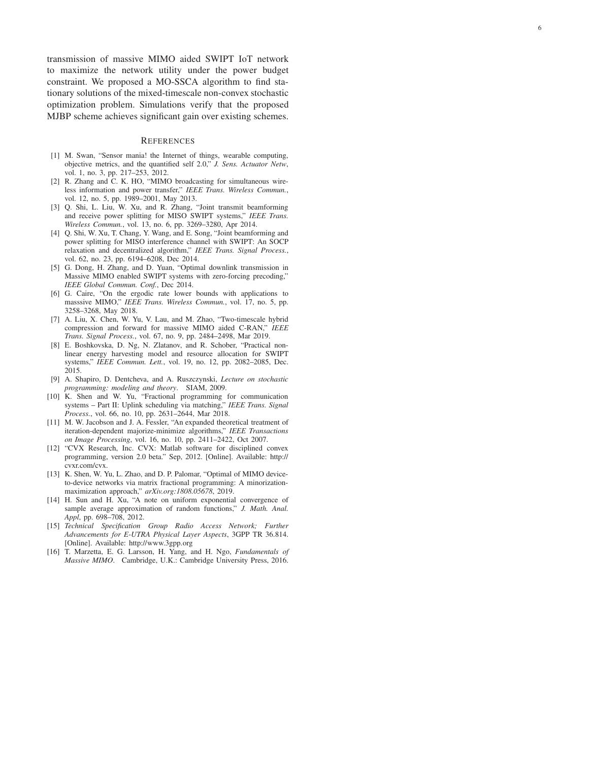transmission of massive MIMO aided SWIPT IoT network to maximize the network utility under the power budget constraint. We proposed a MO-SSCA algorithm to find stationary solutions of the mixed-timescale non-convex stochastic optimization problem. Simulations verify that the proposed MJBP scheme achieves significant gain over existing schemes.

## REFERENCES

[1] M. Swan, "Sensor mania! the Internet of things, wearable computing, objective metrics, and the quantified self 2.0," *J. Sens. Actuator Netw*, vol. 1, no. 3, pp. 217–253, 2012.

[2] R. Zhang and C. K. HO, "MIMO broadcasting for simultaneous wireless information and power transfer," *IEEE Trans. Wireless Commun.*, vol. 12, no. 5, pp. 1989–2001, May 2013.

[3] Q. Shi, L. Liu, W. Xu, and R. Zhang, "Joint transmit beamforming and receive power splitting for MISO SWIPT systems," *IEEE Trans. Wireless Commun.*, vol. 13, no. 6, pp. 3269–3280, Apr 2014.

[4] Q. Shi, W. Xu, T. Chang, Y. Wang, and E. Song, "Joint beamforming and power splitting for MISO interference channel with SWIPT: An SOCP relaxation and decentralized algorithm," *IEEE Trans. Signal Process.*, vol. 62, no. 23, pp. 6194–6208, Dec 2014.

[5] G. Dong, H. Zhang, and D. Yuan, "Optimal downlink transmission in Massive MIMO enabled SWIPT systems with zero-forcing precoding," *IEEE Global Commun. Conf.*, Dec 2014.

[6] G. Caire, "On the ergodic rate lower bounds with applications to masssive MIMO," *IEEE Trans. Wireless Commun.*, vol. 17, no. 5, pp. 3258–3268, May 2018.

[7] A. Liu, X. Chen, W. Yu, V. Lau, and M. Zhao, "Two-timescale hybrid compression and forward for massive MIMO aided C-RAN," *IEEE Trans. Signal Process.*, vol. 67, no. 9, pp. 2484–2498, Mar 2019.

[8] E. Boshkovska, D. Ng, N. Zlatanov, and R. Schober, "Practical nonlinear energy harvesting model and resource allocation for SWIPT systems," *IEEE Commun. Lett.*, vol. 19, no. 12, pp. 2082–2085, Dec. 2015.

[9] A. Shapiro, D. Dentcheva, and A. Ruszczynski, *Lecture on stochastic programming: modeling and theory*. SIAM, 2009.

[10] K. Shen and W. Yu, "Fractional programming for communication systems – Part II: Uplink scheduling via matching," *IEEE Trans. Signal Process.*, vol. 66, no. 10, pp. 2631–2644, Mar 2018.

[11] M. W. Jacobson and J. A. Fessler, "An expanded theoretical treatment of iteration-dependent majorize-minimize algorithms," *IEEE Transactions on Image Processing*, vol. 16, no. 10, pp. 2411–2422, Oct 2007.

[12] "CVX Research, Inc. CVX: Matlab software for disciplined convex programming, version 2.0 beta." Sep, 2012. [Online]. Available: http://cvxr.com/cvx.

[13] K. Shen, W. Yu, L. Zhao, and D. P. Palomar, "Optimal of MIMO device-to-device networks via matrix fractional programming: A minorization-maximization approach," *arXiv.org:1808.05678*, 2019.

[14] H. Sun and H. Xu, "A note on uniform exponential convergence of sample average approximation of random functions," *J. Math. Anal. Appl*, pp. 698–708, 2012.

[15] *Technical Specification Group Radio Access Network; Further Advancements for E-UTRA Physical Layer Aspects*, 3GPP TR 36.814. [Online]. Available: http://www.3gpp.org

[16] T. Marzetta, E. G. Larsson, H. Yang, and H. Ngo, *Fundamentals of Massive MIMO*. Cambridge, U.K.: Cambridge University Press, 2016.